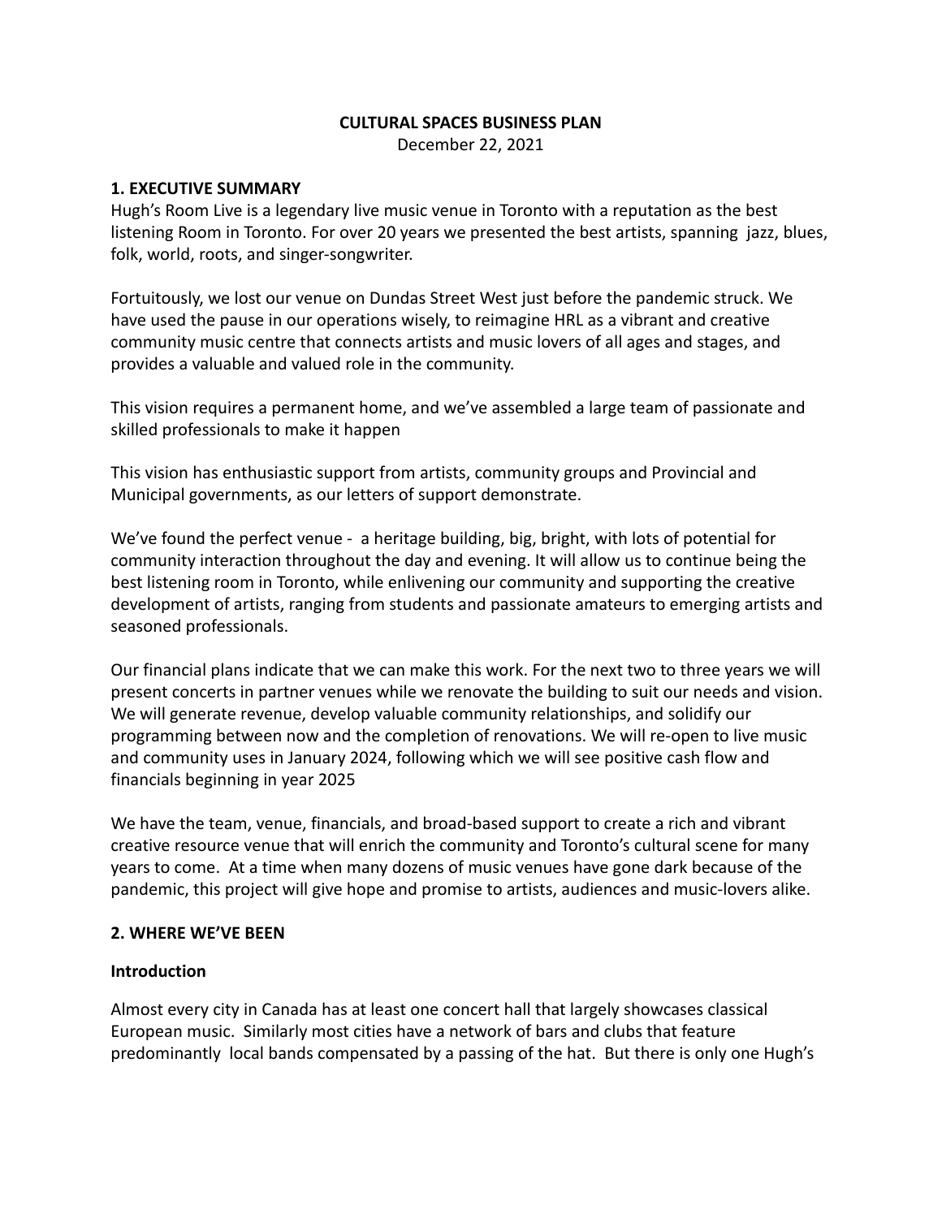**CULTURAL SPACES BUSINESS PLAN**

December 22, 2021

## 1. EXECUTIVE SUMMARY

Hugh's Room Live is a legendary live music venue in Toronto with a reputation as the best listening Room in Toronto. For over 20 years we presented the best artists, spanning jazz, blues, folk, world, roots, and singer-songwriter.

Fortuitously, we lost our venue on Dundas Street West just before the pandemic struck. We have used the pause in our operations wisely, to reimagine HRL as a vibrant and creative community music centre that connects artists and music lovers of all ages and stages, and provides a valuable and valued role in the community.

This vision requires a permanent home, and we've assembled a large team of passionate and skilled professionals to make it happen

This vision has enthusiastic support from artists, community groups and Provincial and Municipal governments, as our letters of support demonstrate.

We've found the perfect venue - a heritage building, big, bright, with lots of potential for community interaction throughout the day and evening. It will allow us to continue being the best listening room in Toronto, while enlivening our community and supporting the creative development of artists, ranging from students and passionate amateurs to emerging artists and seasoned professionals.

Our financial plans indicate that we can make this work. For the next two to three years we will present concerts in partner venues while we renovate the building to suit our needs and vision. We will generate revenue, develop valuable community relationships, and solidify our programming between now and the completion of renovations. We will re-open to live music and community uses in January 2024, following which we will see positive cash flow and financials beginning in year 2025

We have the team, venue, financials, and broad-based support to create a rich and vibrant creative resource venue that will enrich the community and Toronto's cultural scene for many years to come. At a time when many dozens of music venues have gone dark because of the pandemic, this project will give hope and promise to artists, audiences and music-lovers alike.

## 2. WHERE WE'VE BEEN

### Introduction

Almost every city in Canada has at least one concert hall that largely showcases classical European music. Similarly most cities have a network of bars and clubs that feature predominantly local bands compensated by a passing of the hat. But there is only one Hugh's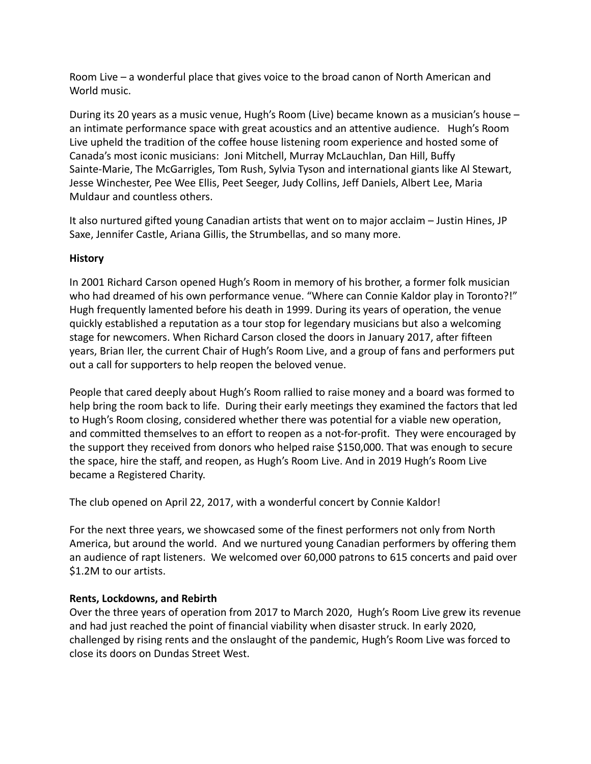Room Live – a wonderful place that gives voice to the broad canon of North American and World music.

During its 20 years as a music venue, Hugh's Room (Live) became known as a musician's house – an intimate performance space with great acoustics and an attentive audience. Hugh's Room Live upheld the tradition of the coffee house listening room experience and hosted some of Canada's most iconic musicians: Joni Mitchell, Murray McLauchlan, Dan Hill, Buffy Sainte-Marie, The McGarrigles, Tom Rush, Sylvia Tyson and international giants like Al Stewart, Jesse Winchester, Pee Wee Ellis, Peet Seeger, Judy Collins, Jeff Daniels, Albert Lee, Maria Muldaur and countless others.

It also nurtured gifted young Canadian artists that went on to major acclaim – Justin Hines, JP Saxe, Jennifer Castle, Ariana Gillis, the Strumbellas, and so many more.

**History**

In 2001 Richard Carson opened Hugh's Room in memory of his brother, a former folk musician who had dreamed of his own performance venue. "Where can Connie Kaldor play in Toronto?!" Hugh frequently lamented before his death in 1999. During its years of operation, the venue quickly established a reputation as a tour stop for legendary musicians but also a welcoming stage for newcomers. When Richard Carson closed the doors in January 2017, after fifteen years, Brian Iler, the current Chair of Hugh's Room Live, and a group of fans and performers put out a call for supporters to help reopen the beloved venue.

People that cared deeply about Hugh's Room rallied to raise money and a board was formed to help bring the room back to life. During their early meetings they examined the factors that led to Hugh's Room closing, considered whether there was potential for a viable new operation, and committed themselves to an effort to reopen as a not-for-profit. They were encouraged by the support they received from donors who helped raise $150,000. That was enough to secure the space, hire the staff, and reopen, as Hugh's Room Live. And in 2019 Hugh's Room Live became a Registered Charity.

The club opened on April 22, 2017, with a wonderful concert by Connie Kaldor!

For the next three years, we showcased some of the finest performers not only from North America, but around the world. And we nurtured young Canadian performers by offering them an audience of rapt listeners. We welcomed over 60,000 patrons to 615 concerts and paid over $1.2M to our artists.

**Rents, Lockdowns, and Rebirth**

Over the three years of operation from 2017 to March 2020, Hugh's Room Live grew its revenue and had just reached the point of financial viability when disaster struck. In early 2020, challenged by rising rents and the onslaught of the pandemic, Hugh's Room Live was forced to close its doors on Dundas Street West.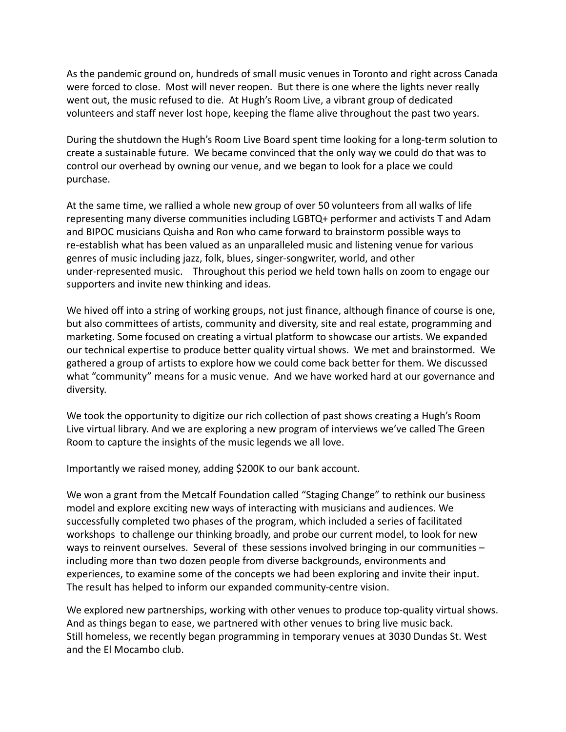As the pandemic ground on, hundreds of small music venues in Toronto and right across Canada were forced to close. Most will never reopen. But there is one where the lights never really went out, the music refused to die. At Hugh's Room Live, a vibrant group of dedicated volunteers and staff never lost hope, keeping the flame alive throughout the past two years.

During the shutdown the Hugh's Room Live Board spent time looking for a long-term solution to create a sustainable future. We became convinced that the only way we could do that was to control our overhead by owning our venue, and we began to look for a place we could purchase.

At the same time, we rallied a whole new group of over 50 volunteers from all walks of life representing many diverse communities including LGBTQ+ performer and activists T and Adam and BIPOC musicians Quisha and Ron who came forward to brainstorm possible ways to re-establish what has been valued as an unparalleled music and listening venue for various genres of music including jazz, folk, blues, singer-songwriter, world, and other under-represented music. Throughout this period we held town halls on zoom to engage our supporters and invite new thinking and ideas.

We hived off into a string of working groups, not just finance, although finance of course is one, but also committees of artists, community and diversity, site and real estate, programming and marketing. Some focused on creating a virtual platform to showcase our artists. We expanded our technical expertise to produce better quality virtual shows. We met and brainstormed. We gathered a group of artists to explore how we could come back better for them. We discussed what "community" means for a music venue. And we have worked hard at our governance and diversity.

We took the opportunity to digitize our rich collection of past shows creating a Hugh's Room Live virtual library. And we are exploring a new program of interviews we've called The Green Room to capture the insights of the music legends we all love.

Importantly we raised money, adding $200K to our bank account.

We won a grant from the Metcalf Foundation called "Staging Change" to rethink our business model and explore exciting new ways of interacting with musicians and audiences. We successfully completed two phases of the program, which included a series of facilitated workshops to challenge our thinking broadly, and probe our current model, to look for new ways to reinvent ourselves. Several of these sessions involved bringing in our communities – including more than two dozen people from diverse backgrounds, environments and experiences, to examine some of the concepts we had been exploring and invite their input. The result has helped to inform our expanded community-centre vision.

We explored new partnerships, working with other venues to produce top-quality virtual shows. And as things began to ease, we partnered with other venues to bring live music back. Still homeless, we recently began programming in temporary venues at 3030 Dundas St. West and the El Mocambo club.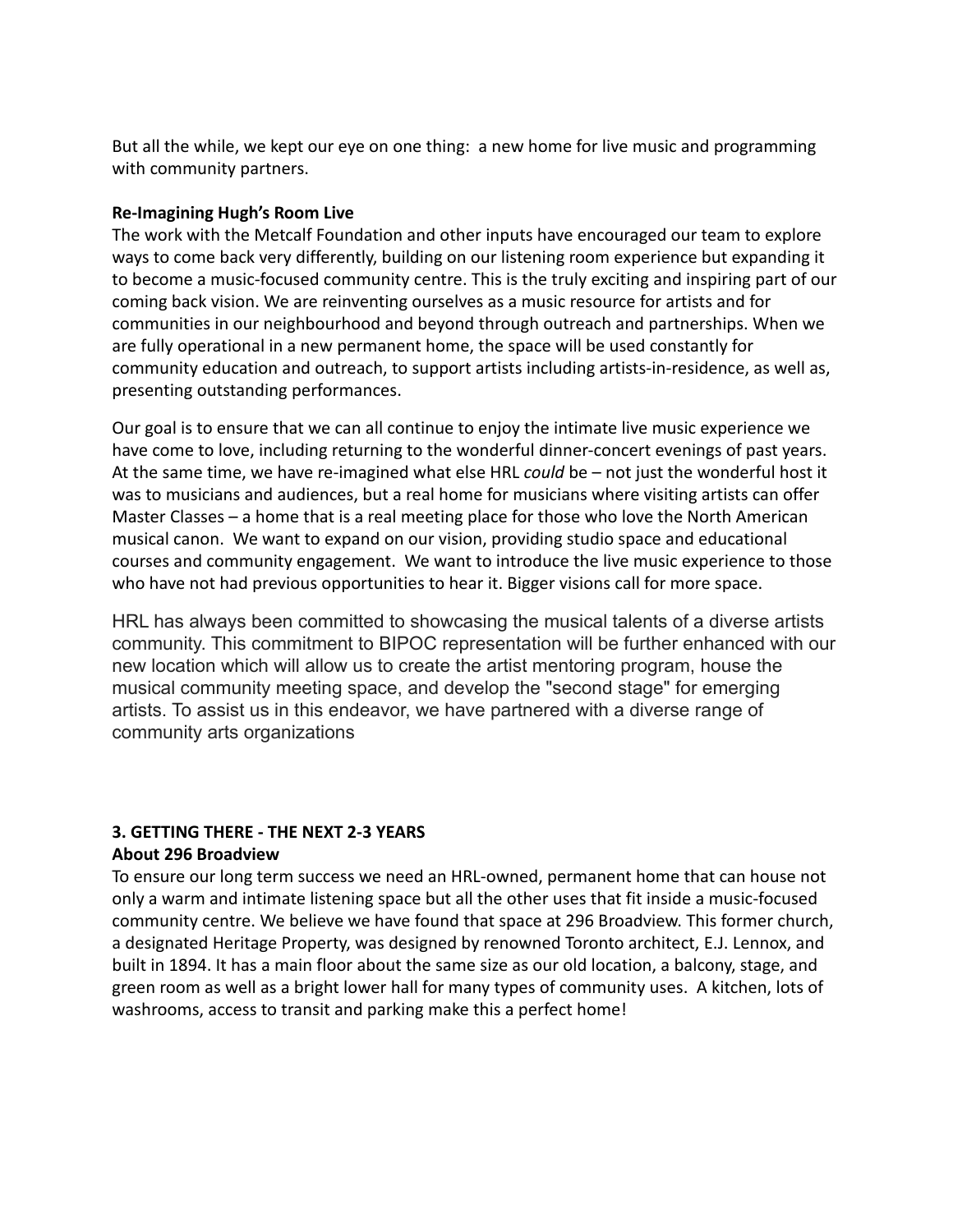But all the while, we kept our eye on one thing:  a new home for live music and programming with community partners.

**Re-Imagining Hugh's Room Live**

The work with the Metcalf Foundation and other inputs have encouraged our team to explore ways to come back very differently, building on our listening room experience but expanding it to become a music-focused community centre. This is the truly exciting and inspiring part of our coming back vision. We are reinventing ourselves as a music resource for artists and for communities in our neighbourhood and beyond through outreach and partnerships. When we are fully operational in a new permanent home, the space will be used constantly for community education and outreach, to support artists including artists-in-residence, as well as, presenting outstanding performances.

Our goal is to ensure that we can all continue to enjoy the intimate live music experience we have come to love, including returning to the wonderful dinner-concert evenings of past years. At the same time, we have re-imagined what else HRL *could* be – not just the wonderful host it was to musicians and audiences, but a real home for musicians where visiting artists can offer Master Classes – a home that is a real meeting place for those who love the North American musical canon.  We want to expand on our vision, providing studio space and educational courses and community engagement.  We want to introduce the live music experience to those who have not had previous opportunities to hear it. Bigger visions call for more space.

HRL has always been committed to showcasing the musical talents of a diverse artists community. This commitment to BIPOC representation will be further enhanced with our new location which will allow us to create the artist mentoring program, house the musical community meeting space, and develop the "second stage" for emerging artists. To assist us in this endeavor, we have partnered with a diverse range of community arts organizations

**3. GETTING THERE - THE NEXT 2-3 YEARS**

**About 296 Broadview**

To ensure our long term success we need an HRL-owned, permanent home that can house not only a warm and intimate listening space but all the other uses that fit inside a music-focused community centre. We believe we have found that space at 296 Broadview. This former church, a designated Heritage Property, was designed by renowned Toronto architect, E.J. Lennox, and built in 1894. It has a main floor about the same size as our old location, a balcony, stage, and green room as well as a bright lower hall for many types of community uses.  A kitchen, lots of washrooms, access to transit and parking make this a perfect home!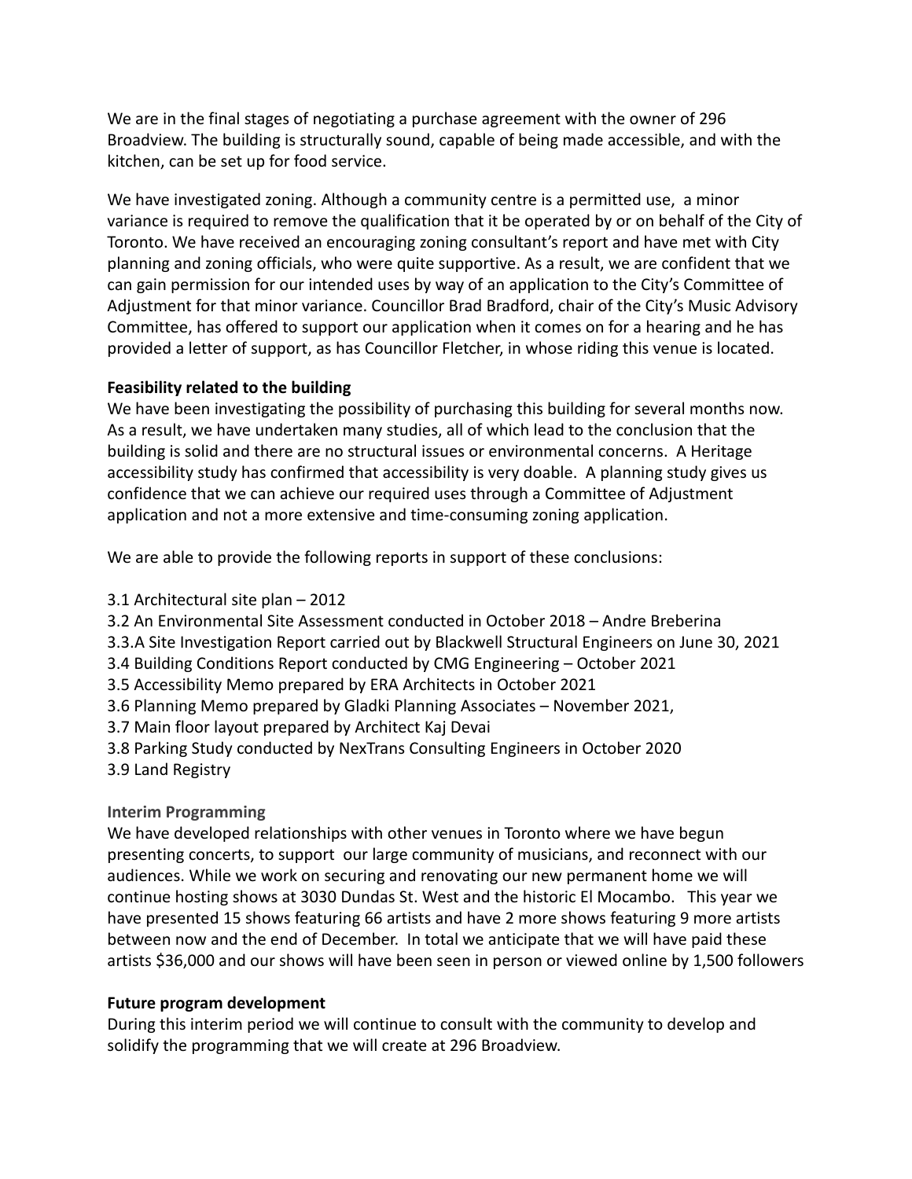We are in the final stages of negotiating a purchase agreement with the owner of 296 Broadview. The building is structurally sound, capable of being made accessible, and with the kitchen, can be set up for food service.

We have investigated zoning. Although a community centre is a permitted use, a minor variance is required to remove the qualification that it be operated by or on behalf of the City of Toronto. We have received an encouraging zoning consultant's report and have met with City planning and zoning officials, who were quite supportive. As a result, we are confident that we can gain permission for our intended uses by way of an application to the City's Committee of Adjustment for that minor variance. Councillor Brad Bradford, chair of the City's Music Advisory Committee, has offered to support our application when it comes on for a hearing and he has provided a letter of support, as has Councillor Fletcher, in whose riding this venue is located.

**Feasibility related to the building**

We have been investigating the possibility of purchasing this building for several months now. As a result, we have undertaken many studies, all of which lead to the conclusion that the building is solid and there are no structural issues or environmental concerns. A Heritage accessibility study has confirmed that accessibility is very doable. A planning study gives us confidence that we can achieve our required uses through a Committee of Adjustment application and not a more extensive and time-consuming zoning application.

We are able to provide the following reports in support of these conclusions:

3.1 Architectural site plan – 2012
3.2 An Environmental Site Assessment conducted in October 2018 – Andre Breberina
3.3.A Site Investigation Report carried out by Blackwell Structural Engineers on June 30, 2021
3.4 Building Conditions Report conducted by CMG Engineering – October 2021
3.5 Accessibility Memo prepared by ERA Architects in October 2021
3.6 Planning Memo prepared by Gladki Planning Associates – November 2021,
3.7 Main floor layout prepared by Architect Kaj Devai
3.8 Parking Study conducted by NexTrans Consulting Engineers in October 2020
3.9 Land Registry

**Interim Programming**

We have developed relationships with other venues in Toronto where we have begun presenting concerts, to support our large community of musicians, and reconnect with our audiences. While we work on securing and renovating our new permanent home we will continue hosting shows at 3030 Dundas St. West and the historic El Mocambo. This year we have presented 15 shows featuring 66 artists and have 2 more shows featuring 9 more artists between now and the end of December. In total we anticipate that we will have paid these artists $36,000 and our shows will have been seen in person or viewed online by 1,500 followers

**Future program development**

During this interim period we will continue to consult with the community to develop and solidify the programming that we will create at 296 Broadview.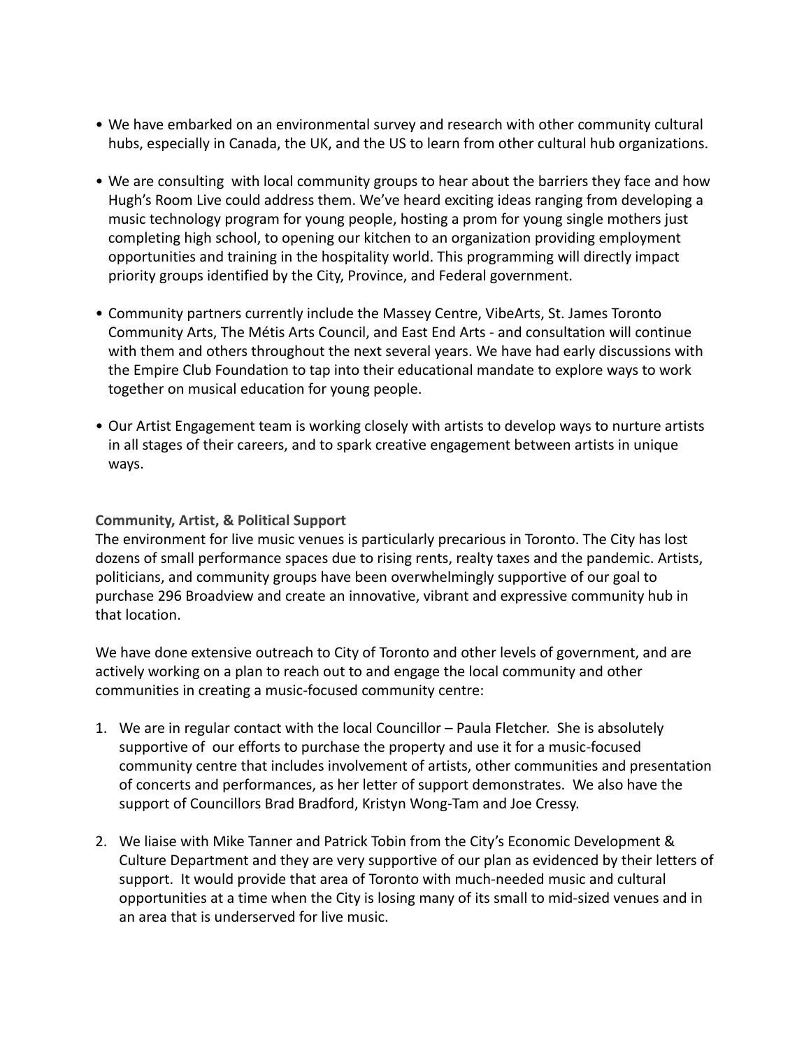- We have embarked on an environmental survey and research with other community cultural hubs, especially in Canada, the UK, and the US to learn from other cultural hub organizations.

- We are consulting with local community groups to hear about the barriers they face and how Hugh's Room Live could address them. We've heard exciting ideas ranging from developing a music technology program for young people, hosting a prom for young single mothers just completing high school, to opening our kitchen to an organization providing employment opportunities and training in the hospitality world. This programming will directly impact priority groups identified by the City, Province, and Federal government.

- Community partners currently include the Massey Centre, VibeArts, St. James Toronto Community Arts, The Métis Arts Council, and East End Arts - and consultation will continue with them and others throughout the next several years. We have had early discussions with the Empire Club Foundation to tap into their educational mandate to explore ways to work together on musical education for young people.

- Our Artist Engagement team is working closely with artists to develop ways to nurture artists in all stages of their careers, and to spark creative engagement between artists in unique ways.

**Community, Artist, & Political Support**

The environment for live music venues is particularly precarious in Toronto. The City has lost dozens of small performance spaces due to rising rents, realty taxes and the pandemic. Artists, politicians, and community groups have been overwhelmingly supportive of our goal to purchase 296 Broadview and create an innovative, vibrant and expressive community hub in that location.

We have done extensive outreach to City of Toronto and other levels of government, and are actively working on a plan to reach out to and engage the local community and other communities in creating a music-focused community centre:

1. We are in regular contact with the local Councillor – Paula Fletcher. She is absolutely supportive of our efforts to purchase the property and use it for a music-focused community centre that includes involvement of artists, other communities and presentation of concerts and performances, as her letter of support demonstrates. We also have the support of Councillors Brad Bradford, Kristyn Wong-Tam and Joe Cressy.

2. We liaise with Mike Tanner and Patrick Tobin from the City's Economic Development & Culture Department and they are very supportive of our plan as evidenced by their letters of support. It would provide that area of Toronto with much-needed music and cultural opportunities at a time when the City is losing many of its small to mid-sized venues and in an area that is underserved for live music.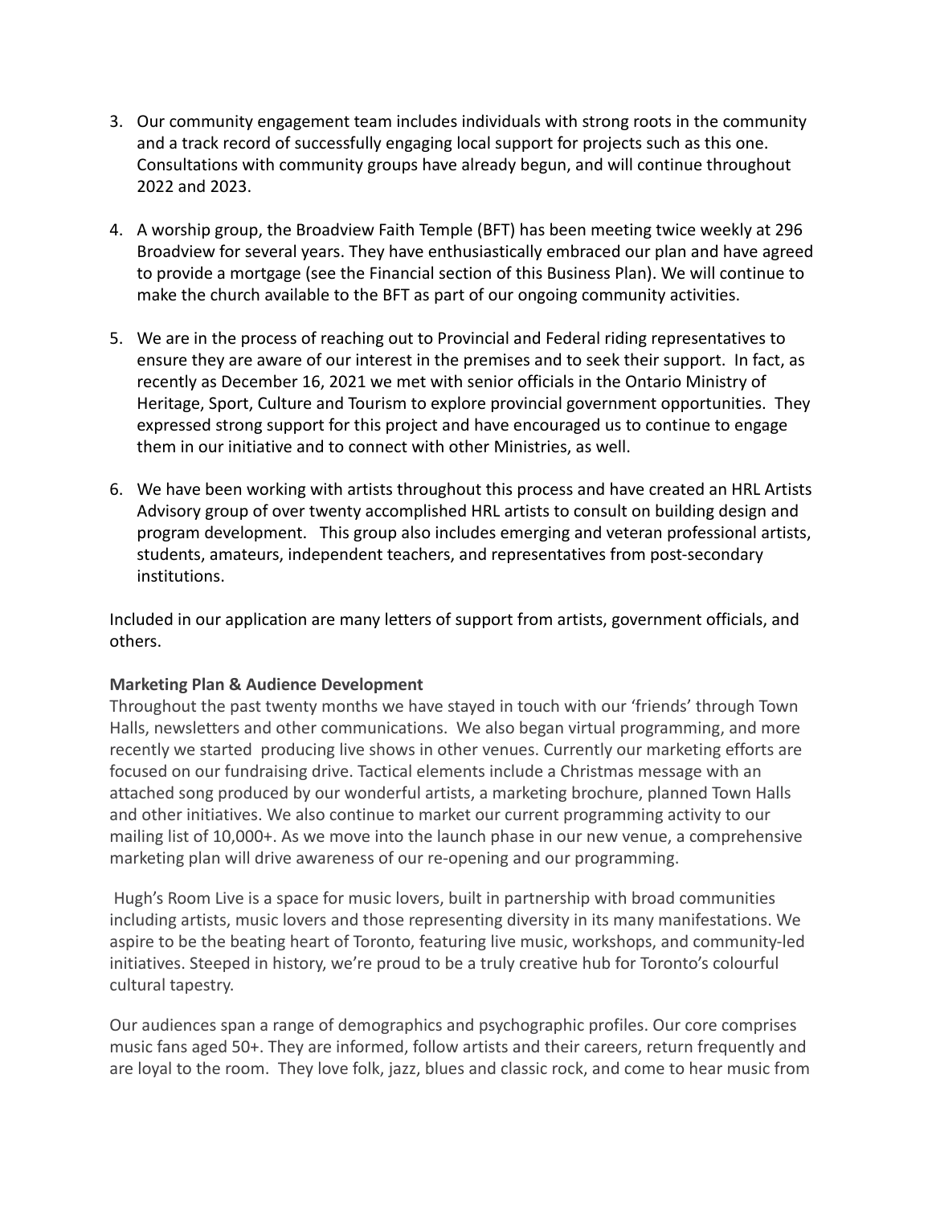3. Our community engagement team includes individuals with strong roots in the community and a track record of successfully engaging local support for projects such as this one. Consultations with community groups have already begun, and will continue throughout 2022 and 2023.

4. A worship group, the Broadview Faith Temple (BFT) has been meeting twice weekly at 296 Broadview for several years. They have enthusiastically embraced our plan and have agreed to provide a mortgage (see the Financial section of this Business Plan). We will continue to make the church available to the BFT as part of our ongoing community activities.

5. We are in the process of reaching out to Provincial and Federal riding representatives to ensure they are aware of our interest in the premises and to seek their support. In fact, as recently as December 16, 2021 we met with senior officials in the Ontario Ministry of Heritage, Sport, Culture and Tourism to explore provincial government opportunities. They expressed strong support for this project and have encouraged us to continue to engage them in our initiative and to connect with other Ministries, as well.

6. We have been working with artists throughout this process and have created an HRL Artists Advisory group of over twenty accomplished HRL artists to consult on building design and program development. This group also includes emerging and veteran professional artists, students, amateurs, independent teachers, and representatives from post-secondary institutions.

Included in our application are many letters of support from artists, government officials, and others.

**Marketing Plan & Audience Development**

Throughout the past twenty months we have stayed in touch with our 'friends' through Town Halls, newsletters and other communications. We also began virtual programming, and more recently we started producing live shows in other venues. Currently our marketing efforts are focused on our fundraising drive. Tactical elements include a Christmas message with an attached song produced by our wonderful artists, a marketing brochure, planned Town Halls and other initiatives. We also continue to market our current programming activity to our mailing list of 10,000+. As we move into the launch phase in our new venue, a comprehensive marketing plan will drive awareness of our re-opening and our programming.

Hugh's Room Live is a space for music lovers, built in partnership with broad communities including artists, music lovers and those representing diversity in its many manifestations. We aspire to be the beating heart of Toronto, featuring live music, workshops, and community-led initiatives. Steeped in history, we're proud to be a truly creative hub for Toronto's colourful cultural tapestry.

Our audiences span a range of demographics and psychographic profiles. Our core comprises music fans aged 50+. They are informed, follow artists and their careers, return frequently and are loyal to the room. They love folk, jazz, blues and classic rock, and come to hear music from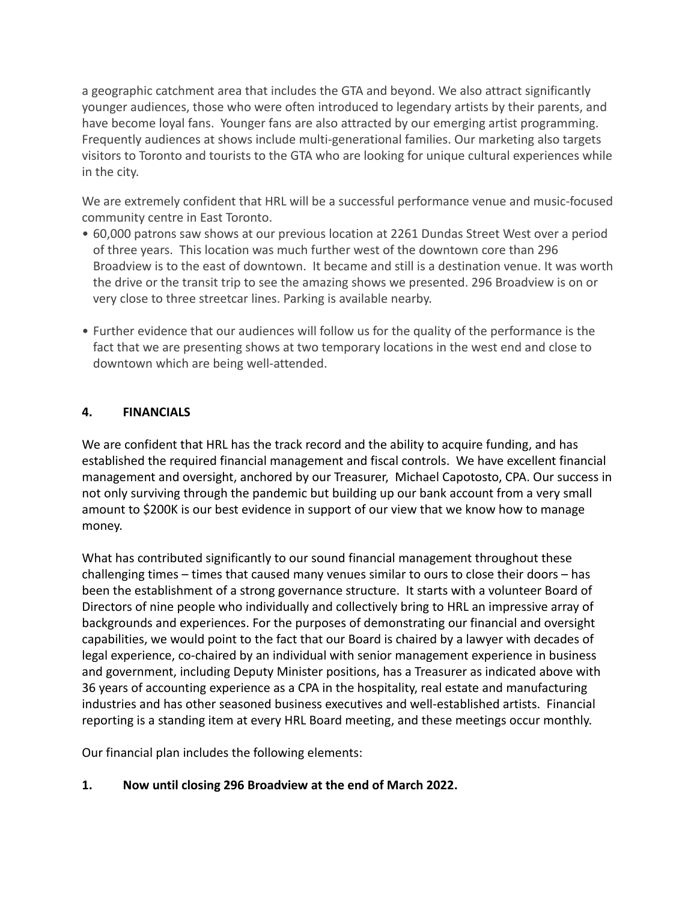a geographic catchment area that includes the GTA and beyond. We also attract significantly younger audiences, those who were often introduced to legendary artists by their parents, and have become loyal fans. Younger fans are also attracted by our emerging artist programming. Frequently audiences at shows include multi-generational families. Our marketing also targets visitors to Toronto and tourists to the GTA who are looking for unique cultural experiences while in the city.

We are extremely confident that HRL will be a successful performance venue and music-focused community centre in East Toronto.

- 60,000 patrons saw shows at our previous location at 2261 Dundas Street West over a period of three years. This location was much further west of the downtown core than 296 Broadview is to the east of downtown. It became and still is a destination venue. It was worth the drive or the transit trip to see the amazing shows we presented. 296 Broadview is on or very close to three streetcar lines. Parking is available nearby.

- Further evidence that our audiences will follow us for the quality of the performance is the fact that we are presenting shows at two temporary locations in the west end and close to downtown which are being well-attended.

## 4. FINANCIALS

We are confident that HRL has the track record and the ability to acquire funding, and has established the required financial management and fiscal controls. We have excellent financial management and oversight, anchored by our Treasurer, Michael Capotosto, CPA. Our success in not only surviving through the pandemic but building up our bank account from a very small amount to $200K is our best evidence in support of our view that we know how to manage money.

What has contributed significantly to our sound financial management throughout these challenging times – times that caused many venues similar to ours to close their doors – has been the establishment of a strong governance structure. It starts with a volunteer Board of Directors of nine people who individually and collectively bring to HRL an impressive array of backgrounds and experiences. For the purposes of demonstrating our financial and oversight capabilities, we would point to the fact that our Board is chaired by a lawyer with decades of legal experience, co-chaired by an individual with senior management experience in business and government, including Deputy Minister positions, has a Treasurer as indicated above with 36 years of accounting experience as a CPA in the hospitality, real estate and manufacturing industries and has other seasoned business executives and well-established artists. Financial reporting is a standing item at every HRL Board meeting, and these meetings occur monthly.

Our financial plan includes the following elements:

**1. Now until closing 296 Broadview at the end of March 2022.**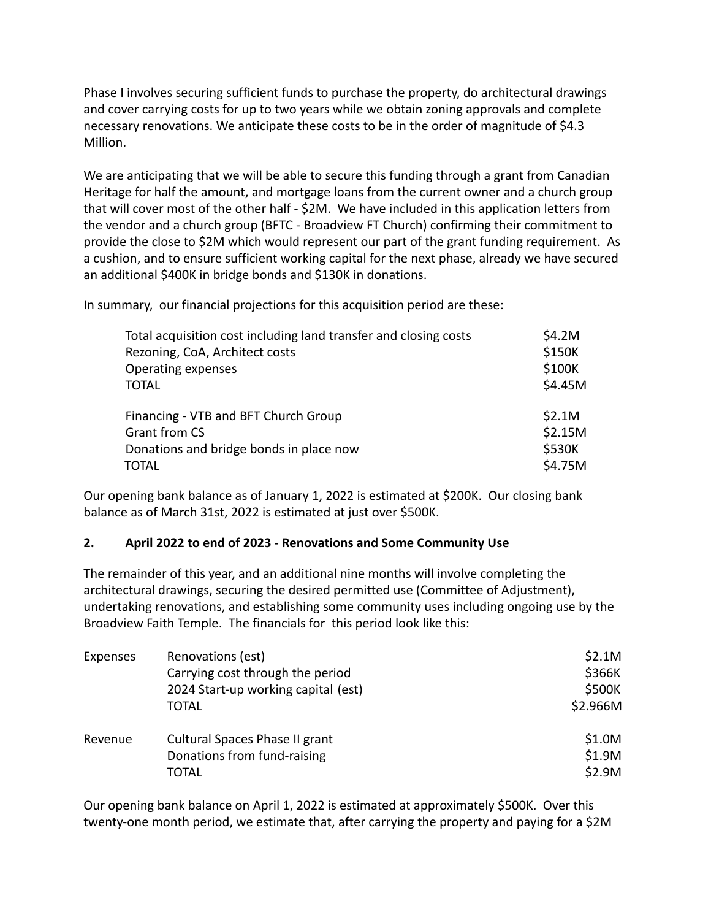Phase I involves securing sufficient funds to purchase the property, do architectural drawings and cover carrying costs for up to two years while we obtain zoning approvals and complete necessary renovations. We anticipate these costs to be in the order of magnitude of $4.3 Million.

We are anticipating that we will be able to secure this funding through a grant from Canadian Heritage for half the amount, and mortgage loans from the current owner and a church group that will cover most of the other half - $2M. We have included in this application letters from the vendor and a church group (BFTC - Broadview FT Church) confirming their commitment to provide the close to $2M which would represent our part of the grant funding requirement. As a cushion, and to ensure sufficient working capital for the next phase, already we have secured an additional $400K in bridge bonds and $130K in donations.

In summary, our financial projections for this acquisition period are these:

| | |
|---|---|
| Total acquisition cost including land transfer and closing costs | $4.2M |
| Rezoning, CoA, Architect costs | $150K |
| Operating expenses | $100K |
| TOTAL | $4.45M |
| | |
| Financing - VTB and BFT Church Group | $2.1M |
| Grant from CS | $2.15M |
| Donations and bridge bonds in place now | $530K |
| TOTAL | $4.75M |

Our opening bank balance as of January 1, 2022 is estimated at $200K. Our closing bank balance as of March 31st, 2022 is estimated at just over $500K.

**2. April 2022 to end of 2023 - Renovations and Some Community Use**

The remainder of this year, and an additional nine months will involve completing the architectural drawings, securing the desired permitted use (Committee of Adjustment), undertaking renovations, and establishing some community uses including ongoing use by the Broadview Faith Temple. The financials for this period look like this:

| | | |
|---|---|---|
| Expenses | Renovations (est) | $2.1M |
| | Carrying cost through the period | $366K |
| | 2024 Start-up working capital (est) | $500K |
| | TOTAL | $2.966M |
| | | |
| Revenue | Cultural Spaces Phase II grant | $1.0M |
| | Donations from fund-raising | $1.9M |
| | TOTAL | $2.9M |

Our opening bank balance on April 1, 2022 is estimated at approximately $500K. Over this twenty-one month period, we estimate that, after carrying the property and paying for a $2M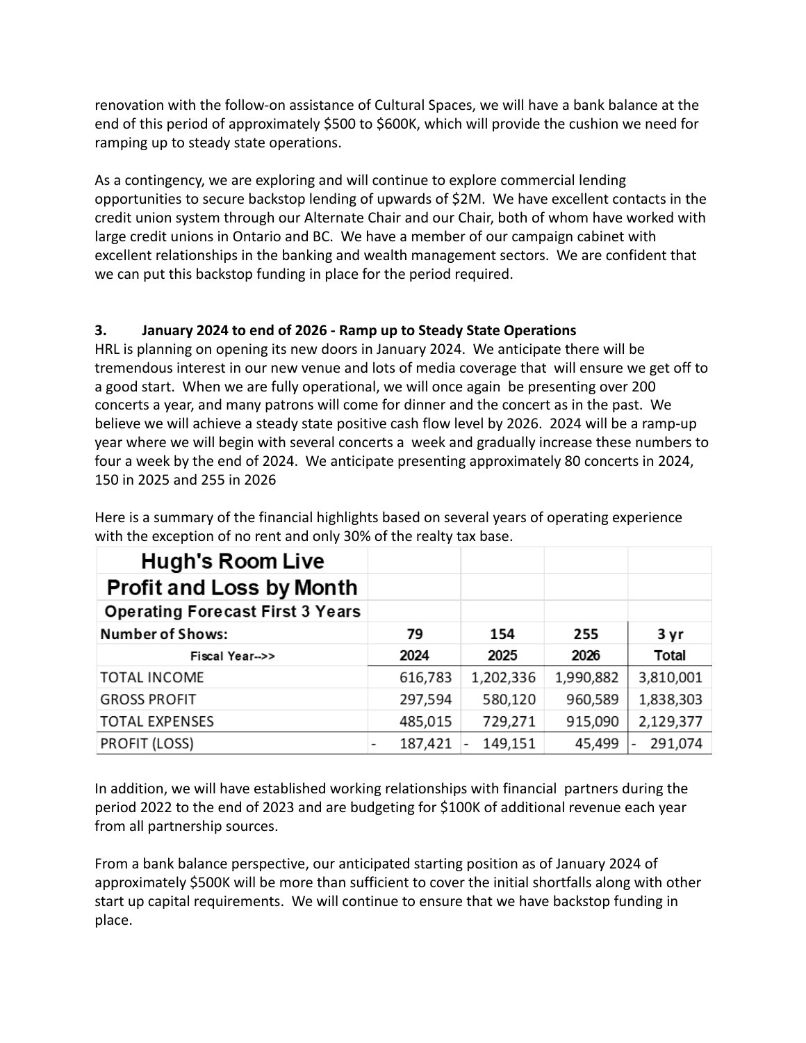renovation with the follow-on assistance of Cultural Spaces, we will have a bank balance at the end of this period of approximately $500 to $600K, which will provide the cushion we need for ramping up to steady state operations.

As a contingency, we are exploring and will continue to explore commercial lending opportunities to secure backstop lending of upwards of $2M. We have excellent contacts in the credit union system through our Alternate Chair and our Chair, both of whom have worked with large credit unions in Ontario and BC. We have a member of our campaign cabinet with excellent relationships in the banking and wealth management sectors. We are confident that we can put this backstop funding in place for the period required.

### 3. January 2024 to end of 2026 - Ramp up to Steady State Operations

HRL is planning on opening its new doors in January 2024. We anticipate there will be tremendous interest in our new venue and lots of media coverage that will ensure we get off to a good start. When we are fully operational, we will once again be presenting over 200 concerts a year, and many patrons will come for dinner and the concert as in the past. We believe we will achieve a steady state positive cash flow level by 2026. 2024 will be a ramp-up year where we will begin with several concerts a week and gradually increase these numbers to four a week by the end of 2024. We anticipate presenting approximately 80 concerts in 2024, 150 in 2025 and 255 in 2026

Here is a summary of the financial highlights based on several years of operating experience with the exception of no rent and only 30% of the realty tax base.

| Hugh's Room Live<br>Profit and Loss by Month<br>Operating Forecast First 3 Years | | | | |
|---|---|---|---|---|
| **Number of Shows:** | **79** | **154** | **255** | **3 yr** |
| **Fiscal Year-->>** | **2024** | **2025** | **2026** | **Total** |
| TOTAL INCOME | 616,783 | 1,202,336 | 1,990,882 | 3,810,001 |
| GROSS PROFIT | 297,594 | 580,120 | 960,589 | 1,838,303 |
| TOTAL EXPENSES | 485,015 | 729,271 | 915,090 | 2,129,377 |
| PROFIT (LOSS) | - 187,421 | - 149,151 | 45,499 | - 291,074 |

In addition, we will have established working relationships with financial partners during the period 2022 to the end of 2023 and are budgeting for $100K of additional revenue each year from all partnership sources.

From a bank balance perspective, our anticipated starting position as of January 2024 of approximately $500K will be more than sufficient to cover the initial shortfalls along with other start up capital requirements. We will continue to ensure that we have backstop funding in place.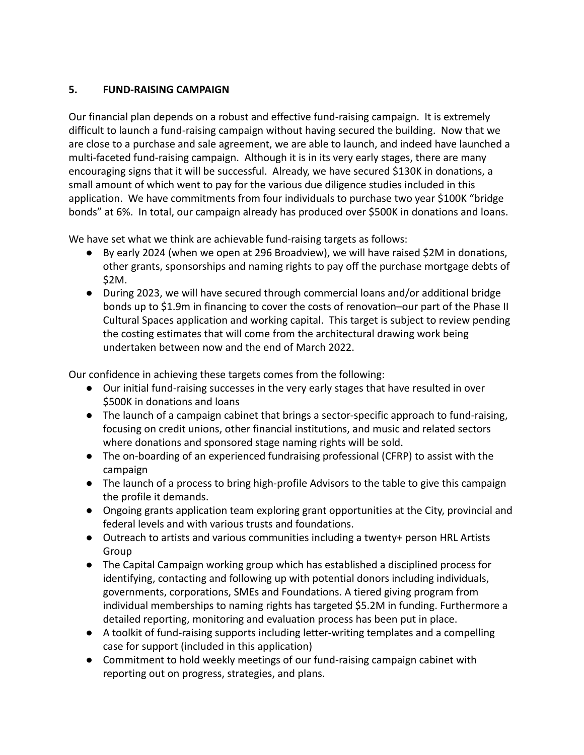## 5. FUND-RAISING CAMPAIGN

Our financial plan depends on a robust and effective fund-raising campaign. It is extremely difficult to launch a fund-raising campaign without having secured the building. Now that we are close to a purchase and sale agreement, we are able to launch, and indeed have launched a multi-faceted fund-raising campaign. Although it is in its very early stages, there are many encouraging signs that it will be successful. Already, we have secured $130K in donations, a small amount of which went to pay for the various due diligence studies included in this application. We have commitments from four individuals to purchase two year $100K "bridge bonds" at 6%. In total, our campaign already has produced over $500K in donations and loans.

We have set what we think are achievable fund-raising targets as follows:

- By early 2024 (when we open at 296 Broadview), we will have raised $2M in donations, other grants, sponsorships and naming rights to pay off the purchase mortgage debts of $2M.
- During 2023, we will have secured through commercial loans and/or additional bridge bonds up to $1.9m in financing to cover the costs of renovation–our part of the Phase II Cultural Spaces application and working capital. This target is subject to review pending the costing estimates that will come from the architectural drawing work being undertaken between now and the end of March 2022.

Our confidence in achieving these targets comes from the following:

- Our initial fund-raising successes in the very early stages that have resulted in over $500K in donations and loans
- The launch of a campaign cabinet that brings a sector-specific approach to fund-raising, focusing on credit unions, other financial institutions, and music and related sectors where donations and sponsored stage naming rights will be sold.
- The on-boarding of an experienced fundraising professional (CFRP) to assist with the campaign
- The launch of a process to bring high-profile Advisors to the table to give this campaign the profile it demands.
- Ongoing grants application team exploring grant opportunities at the City, provincial and federal levels and with various trusts and foundations.
- Outreach to artists and various communities including a twenty+ person HRL Artists Group
- The Capital Campaign working group which has established a disciplined process for identifying, contacting and following up with potential donors including individuals, governments, corporations, SMEs and Foundations. A tiered giving program from individual memberships to naming rights has targeted $5.2M in funding. Furthermore a detailed reporting, monitoring and evaluation process has been put in place.
- A toolkit of fund-raising supports including letter-writing templates and a compelling case for support (included in this application)
- Commitment to hold weekly meetings of our fund-raising campaign cabinet with reporting out on progress, strategies, and plans.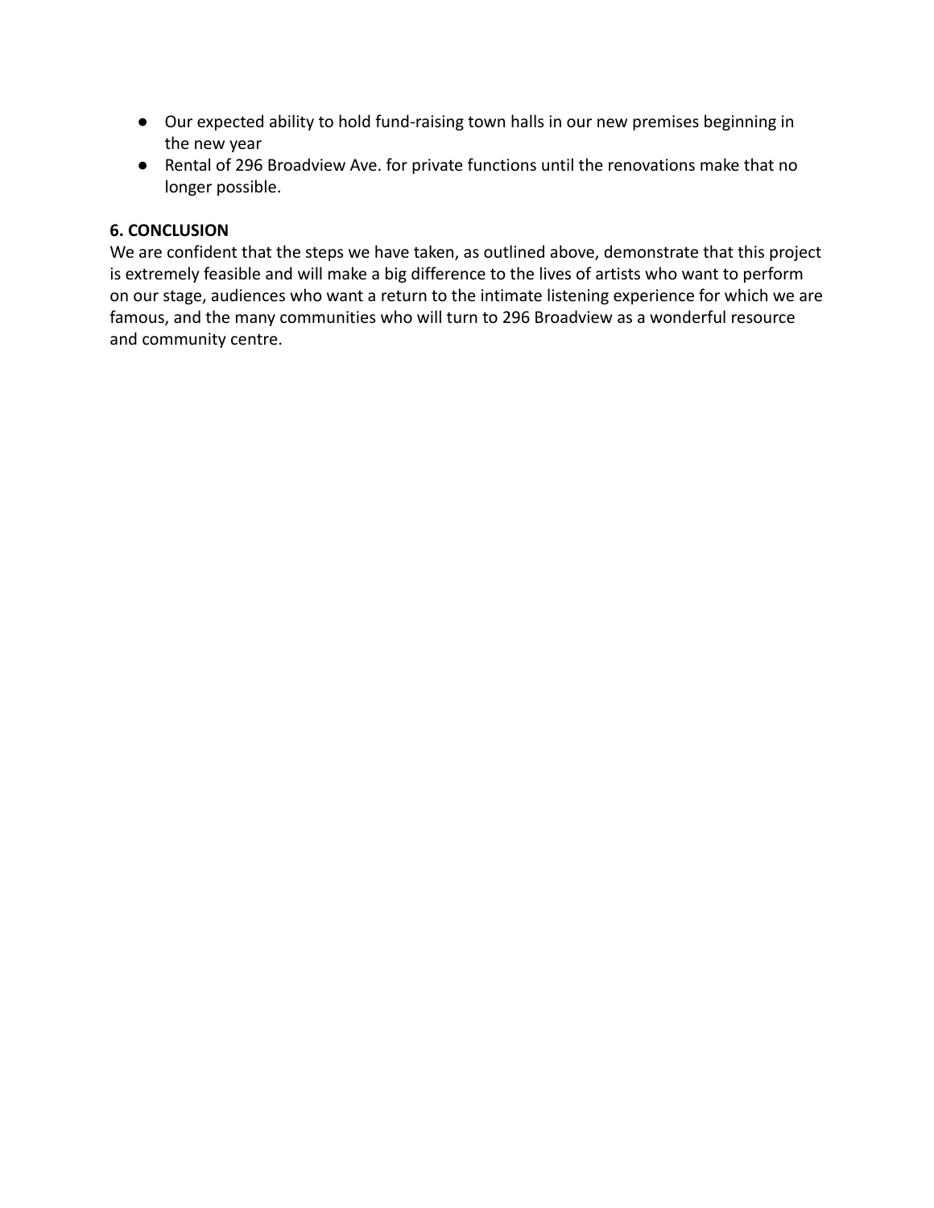- Our expected ability to hold fund-raising town halls in our new premises beginning in the new year
- Rental of 296 Broadview Ave. for private functions until the renovations make that no longer possible.

**6. CONCLUSION**

We are confident that the steps we have taken, as outlined above, demonstrate that this project is extremely feasible and will make a big difference to the lives of artists who want to perform on our stage, audiences who want a return to the intimate listening experience for which we are famous, and the many communities who will turn to 296 Broadview as a wonderful resource and community centre.